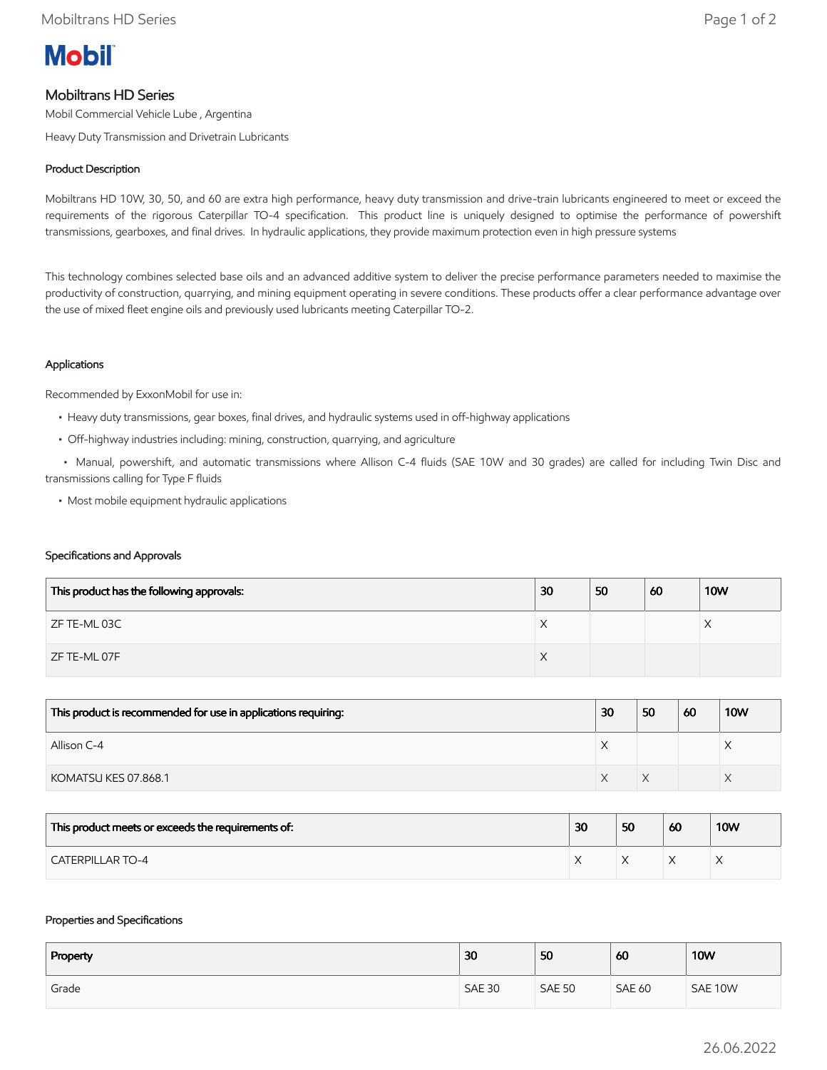# Mobil

## Mobiltrans HD Series

Mobil Commercial Vehicle Lube , Argentina

Heavy Duty Transmission and Drivetrain Lubricants

### Product Description

Mobiltrans HD 10W, 30, 50, and 60 are extra high performance, heavy duty transmission and drive-train lubricants engineered to meet or exceed the requirements of the rigorous Caterpillar TO-4 specification. This product line is uniquely designed to optimise the performance of powershift transmissions, gearboxes, and final drives. In hydraulic applications, they provide maximum protection even in high pressure systems

This technology combines selected base oils and an advanced additive system to deliver the precise performance parameters needed to maximise the productivity of construction, quarrying, and mining equipment operating in severe conditions. These products offer a clear performance advantage over the use of mixed fleet engine oils and previously used lubricants meeting Caterpillar TO-2.

### Applications

Recommended by ExxonMobil for use in:

- Heavy duty transmissions, gear boxes, final drives, and hydraulic systems used in off-highway applications
- Off-highway industries including: mining, construction, quarrying, and agriculture
- Manual, powershift, and automatic transmissions where Allison C-4 fluids (SAE 10W and 30 grades) are called for including Twin Disc and transmissions calling for Type F fluids
- Most mobile equipment hydraulic applications

### Specifications and Approvals

| This product has the following approvals: | 30 | 50 | 60 | 10W |
|---|---|---|---|---|
| ZF TE-ML 03C | X | | | X |
| ZF TE-ML 07F | X | | | |

| This product is recommended for use in applications requiring: | 30 | 50 | 60 | 10W |
|---|---|---|---|---|
| Allison C-4 | X | | | X |
| KOMATSU KES 07.868.1 | X | X | | X |

| This product meets or exceeds the requirements of: | 30 | 50 | 60 | 10W |
|---|---|---|---|---|
| CATERPILLAR TO-4 | X | X | X | X |

### Properties and Specifications

| Property | 30 | 50 | 60 | 10W |
|---|---|---|---|---|
| Grade | SAE 30 | SAE 50 | SAE 60 | SAE 10W |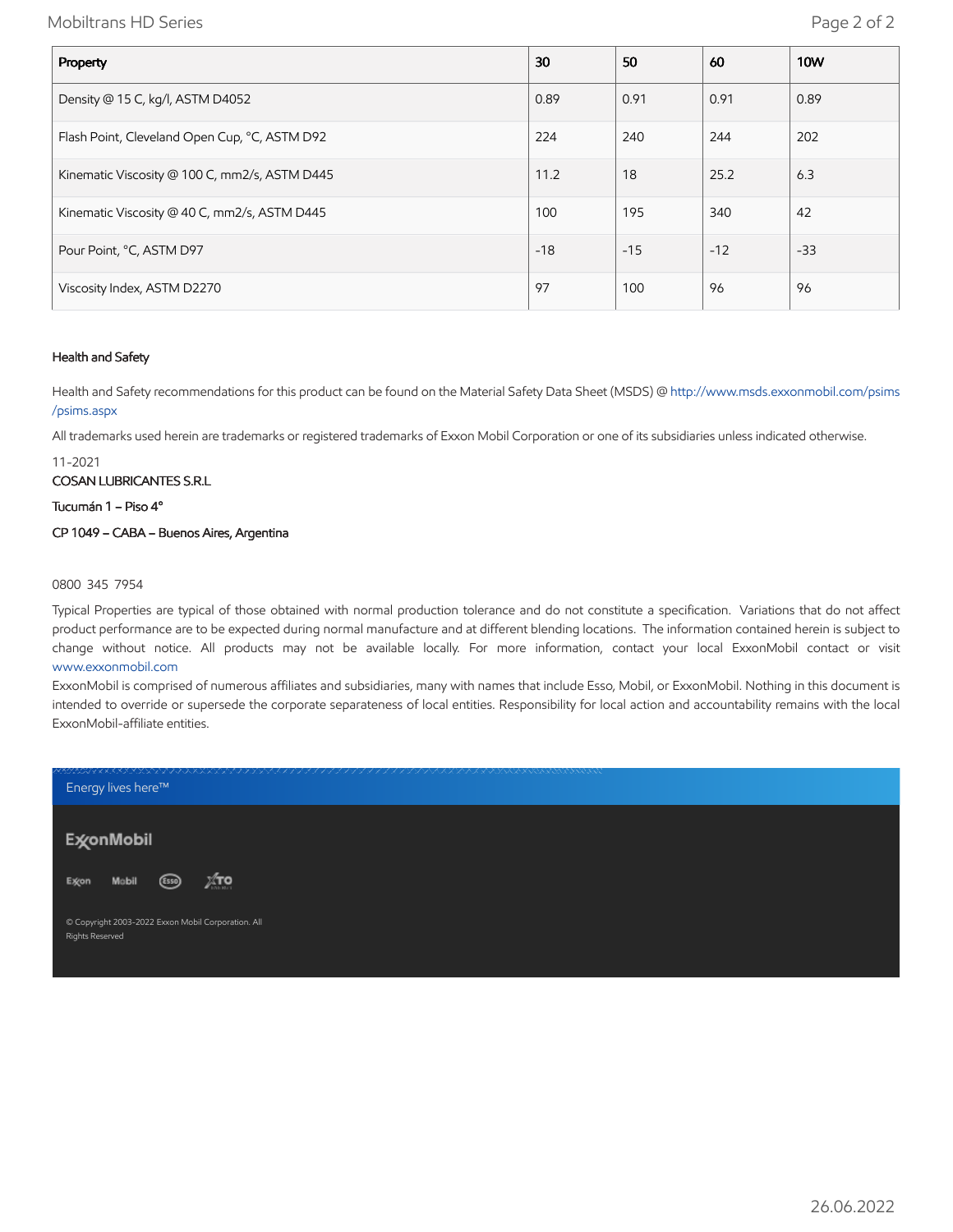| Property | 30 | 50 | 60 | 10W |
|---|---|---|---|---|
| Density @ 15 C, kg/l, ASTM D4052 | 0.89 | 0.91 | 0.91 | 0.89 |
| Flash Point, Cleveland Open Cup, °C, ASTM D92 | 224 | 240 | 244 | 202 |
| Kinematic Viscosity @ 100 C, mm2/s, ASTM D445 | 11.2 | 18 | 25.2 | 6.3 |
| Kinematic Viscosity @ 40 C, mm2/s, ASTM D445 | 100 | 195 | 340 | 42 |
| Pour Point, °C, ASTM D97 | -18 | -15 | -12 | -33 |
| Viscosity Index, ASTM D2270 | 97 | 100 | 96 | 96 |

### Health and Safety

Health and Safety recommendations for this product can be found on the Material Safety Data Sheet (MSDS) @ http://www.msds.exxonmobil.com/psims/psims.aspx

All trademarks used herein are trademarks or registered trademarks of Exxon Mobil Corporation or one of its subsidiaries unless indicated otherwise.

11-2021

**COSAN LUBRICANTES S.R.L**

**Tucumán 1 – Piso 4°**

**CP 1049 – CABA – Buenos Aires, Argentina**

0800 345 7954

Typical Properties are typical of those obtained with normal production tolerance and do not constitute a specification. Variations that do not affect product performance are to be expected during normal manufacture and at different blending locations. The information contained herein is subject to change without notice. All products may not be available locally. For more information, contact your local ExxonMobil contact or visit www.exxonmobil.com

ExxonMobil is comprised of numerous affiliates and subsidiaries, many with names that include Esso, Mobil, or ExxonMobil. Nothing in this document is intended to override or supersede the corporate separateness of local entities. Responsibility for local action and accountability remains with the local ExxonMobil-affiliate entities.

Energy lives here™

ExxonMobil

Exxon Mobil Esso XTO

© Copyright 2003-2022 Exxon Mobil Corporation. All Rights Reserved

26.06.2022